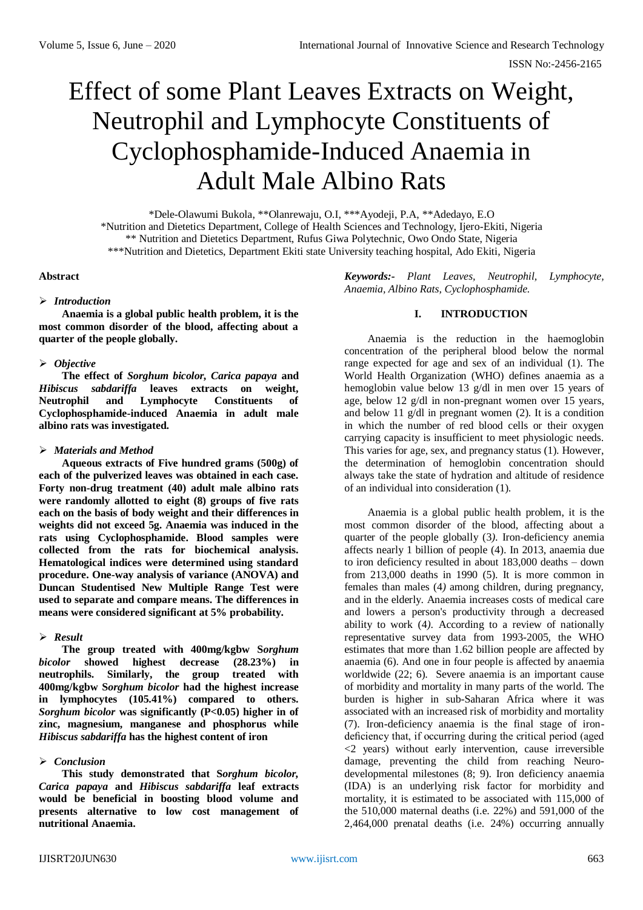# Effect of some Plant Leaves Extracts on Weight, Neutrophil and Lymphocyte Constituents of Cyclophosphamide-Induced Anaemia in Adult Male Albino Rats

*Dele-Olawumi Bukola, **Olanrewaju, O.I, ***Ayodeji, P.A, **Adedayo, E.O

*Nutrition and Dietetics Department, College of Health Sciences and Technology, Ijero-Ekiti, Nigeria

** Nutrition and Dietetics Department, Rufus Giwa Polytechnic, Owo Ondo State, Nigeria

***Nutrition and Dietetics, Department Ekiti state University teaching hospital, Ado Ekiti, Nigeria

## Abstract

- ***Introduction***

**Anaemia is a global public health problem, it is the most common disorder of the blood, affecting about a quarter of the people globally.**

- ***Objective***

**The effect of *Sorghum bicolor, Carica papaya* and *Hibiscus sabdariffa* leaves extracts on weight, Neutrophil and Lymphocyte Constituents of Cyclophosphamide-induced Anaemia in adult male albino rats was investigated.**

- ***Materials and Method***

**Aqueous extracts of Five hundred grams (500g) of each of the pulverized leaves was obtained in each case. Forty non-drug treatment (40) adult male albino rats were randomly allotted to eight (8) groups of five rats each on the basis of body weight and their differences in weights did not exceed 5g. Anaemia was induced in the rats using Cyclophosphamide. Blood samples were collected from the rats for biochemical analysis. Hematological indices were determined using standard procedure. One-way analysis of variance (ANOVA) and Duncan Studentised New Multiple Range Test were used to separate and compare means. The differences in means were considered significant at 5% probability.**

- ***Result***

**The group treated with 400mg/kgbw S*orghum bicolor* showed highest decrease (28.23%) in neutrophils. Similarly, the group treated with 400mg/kgbw S*orghum bicolor* had the highest increase in lymphocytes (105.41%) compared to others. *Sorghum bicolor* was significantly (P<0.05) higher in of zinc, magnesium, manganese and phosphorus while *Hibiscus sabdariffa* has the highest content of iron**

- ***Conclusion***

**This study demonstrated that S*orghum bicolor, Carica papaya* and *Hibiscus sabdariffa* leaf extracts would be beneficial in boosting blood volume and presents alternative to low cost management of nutritional Anaemia.**

***Keywords:-** Plant Leaves, Neutrophil, Lymphocyte, Anaemia, Albino Rats, Cyclophosphamide.*

## I. INTRODUCTION

Anaemia is the reduction in the haemoglobin concentration of the peripheral blood below the normal range expected for age and sex of an individual (1). The World Health Organization (WHO) defines anaemia as a hemoglobin value below 13 g/dl in men over 15 years of age, below 12 g/dl in non-pregnant women over 15 years, and below 11 g/dl in pregnant women (2). It is a condition in which the number of red blood cells or their oxygen carrying capacity is insufficient to meet physiologic needs. This varies for age, sex, and pregnancy status (1). However, the determination of hemoglobin concentration should always take the state of hydration and altitude of residence of an individual into consideration (1).

Anaemia is a global public health problem, it is the most common disorder of the blood, affecting about a quarter of the people globally (3*)*. Iron-deficiency anemia affects nearly 1 billion of people (4). In 2013, anaemia due to iron deficiency resulted in about 183,000 deaths – down from 213,000 deaths in 1990 (5). It is more common in females than males (4*)* among children, during pregnancy, and in the elderly. Anaemia increases costs of medical care and lowers a person's productivity through a decreased ability to work (4*)*. According to a review of nationally representative survey data from 1993-2005, the WHO estimates that more than 1.62 billion people are affected by anaemia (6). And one in four people is affected by anaemia worldwide (22; 6). Severe anaemia is an important cause of morbidity and mortality in many parts of the world. The burden is higher in sub-Saharan Africa where it was associated with an increased risk of morbidity and mortality (7). Iron-deficiency anaemia is the final stage of iron-deficiency that, if occurring during the critical period (aged <2 years) without early intervention, cause irreversible damage, preventing the child from reaching Neuro-developmental milestones (8; 9). Iron deficiency anaemia (IDA) is an underlying risk factor for morbidity and mortality, it is estimated to be associated with 115,000 of the 510,000 maternal deaths (i.e. 22%) and 591,000 of the 2,464,000 prenatal deaths (i.e. 24%) occurring annually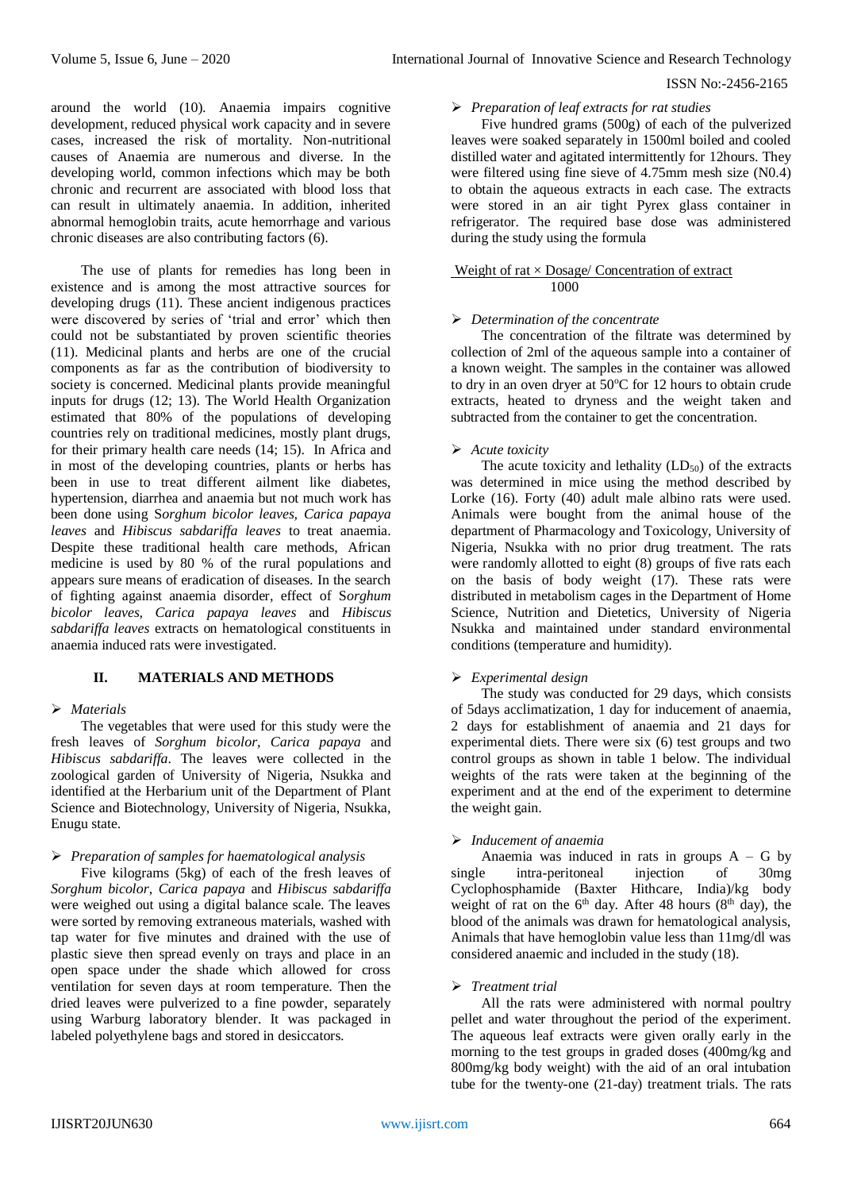around the world (10). Anaemia impairs cognitive development, reduced physical work capacity and in severe cases, increased the risk of mortality. Non-nutritional causes of Anaemia are numerous and diverse. In the developing world, common infections which may be both chronic and recurrent are associated with blood loss that can result in ultimately anaemia. In addition, inherited abnormal hemoglobin traits, acute hemorrhage and various chronic diseases are also contributing factors (6).

The use of plants for remedies has long been in existence and is among the most attractive sources for developing drugs (11). These ancient indigenous practices were discovered by series of 'trial and error' which then could not be substantiated by proven scientific theories (11). Medicinal plants and herbs are one of the crucial components as far as the contribution of biodiversity to society is concerned. Medicinal plants provide meaningful inputs for drugs (12; 13). The World Health Organization estimated that 80% of the populations of developing countries rely on traditional medicines, mostly plant drugs, for their primary health care needs (14; 15). In Africa and in most of the developing countries, plants or herbs has been in use to treat different ailment like diabetes, hypertension, diarrhea and anaemia but not much work has been done using S*orghum bicolor leaves, Carica papaya leaves* and *Hibiscus sabdariffa leaves* to treat anaemia. Despite these traditional health care methods, African medicine is used by 80 % of the rural populations and appears sure means of eradication of diseases. In the search of fighting against anaemia disorder, effect of S*orghum bicolor leaves, Carica papaya leaves* and *Hibiscus sabdariffa leaves* extracts on hematological constituents in anaemia induced rats were investigated.

## II. MATERIALS AND METHODS

- *Materials*

The vegetables that were used for this study were the fresh leaves of *Sorghum bicolor*, *Carica papaya* and *Hibiscus sabdariffa*. The leaves were collected in the zoological garden of University of Nigeria, Nsukka and identified at the Herbarium unit of the Department of Plant Science and Biotechnology, University of Nigeria, Nsukka, Enugu state.

- *Preparation of samples for haematological analysis*

Five kilograms (5kg) of each of the fresh leaves of *Sorghum bicolor*, *Carica papaya* and *Hibiscus sabdariffa* were weighed out using a digital balance scale. The leaves were sorted by removing extraneous materials, washed with tap water for five minutes and drained with the use of plastic sieve then spread evenly on trays and place in an open space under the shade which allowed for cross ventilation for seven days at room temperature. Then the dried leaves were pulverized to a fine powder, separately using Warburg laboratory blender. It was packaged in labeled polyethylene bags and stored in desiccators.

- *Preparation of leaf extracts for rat studies*

Five hundred grams (500g) of each of the pulverized leaves were soaked separately in 1500ml boiled and cooled distilled water and agitated intermittently for 12hours. They were filtered using fine sieve of 4.75mm mesh size (N0.4) to obtain the aqueous extracts in each case. The extracts were stored in an air tight Pyrex glass container in refrigerator. The required base dose was administered during the study using the formula

$$\frac{\text{Weight of rat} \times \text{Dosage/ Concentration of extract}}{1000}$$

- *Determination of the concentrate*

The concentration of the filtrate was determined by collection of 2ml of the aqueous sample into a container of a known weight. The samples in the container was allowed to dry in an oven dryer at 50°C for 12 hours to obtain crude extracts, heated to dryness and the weight taken and subtracted from the container to get the concentration.

- *Acute toxicity*

The acute toxicity and lethality ($LD_{50}$) of the extracts was determined in mice using the method described by Lorke (16). Forty (40) adult male albino rats were used. Animals were bought from the animal house of the department of Pharmacology and Toxicology, University of Nigeria, Nsukka with no prior drug treatment. The rats were randomly allotted to eight (8) groups of five rats each on the basis of body weight (17). These rats were distributed in metabolism cages in the Department of Home Science, Nutrition and Dietetics, University of Nigeria Nsukka and maintained under standard environmental conditions (temperature and humidity).

- *Experimental design*

The study was conducted for 29 days, which consists of 5days acclimatization, 1 day for inducement of anaemia, 2 days for establishment of anaemia and 21 days for experimental diets. There were six (6) test groups and two control groups as shown in table 1 below. The individual weights of the rats were taken at the beginning of the experiment and at the end of the experiment to determine the weight gain.

- *Inducement of anaemia*

Anaemia was induced in rats in groups A – G by single intra-peritoneal injection of 30mg Cyclophosphamide (Baxter Hithcare, India)/kg body weight of rat on the 6th day. After 48 hours (8th day), the blood of the animals was drawn for hematological analysis, Animals that have hemoglobin value less than 11mg/dl was considered anaemic and included in the study (18).

- *Treatment trial*

All the rats were administered with normal poultry pellet and water throughout the period of the experiment. The aqueous leaf extracts were given orally early in the morning to the test groups in graded doses (400mg/kg and 800mg/kg body weight) with the aid of an oral intubation tube for the twenty-one (21-day) treatment trials. The rats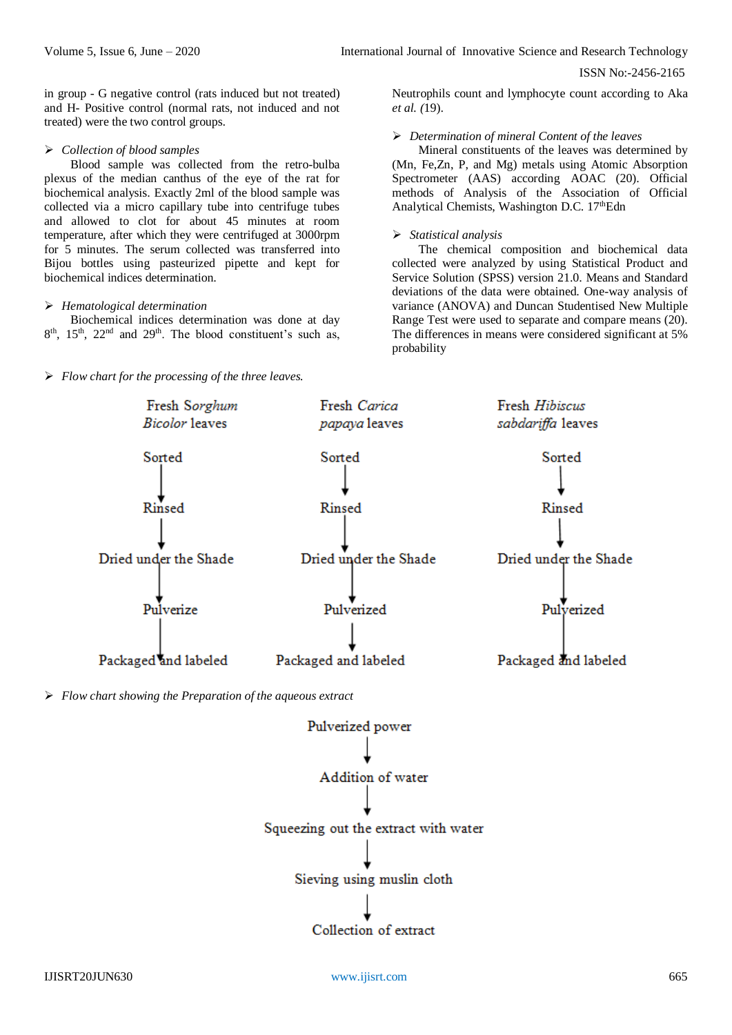in group - G negative control (rats induced but not treated) and H- Positive control (normal rats, not induced and not treated) were the two control groups.

➢ *Collection of blood samples*

Blood sample was collected from the retro-bulba plexus of the median canthus of the eye of the rat for biochemical analysis. Exactly 2ml of the blood sample was collected via a micro capillary tube into centrifuge tubes and allowed to clot for about 45 minutes at room temperature, after which they were centrifuged at 3000rpm for 5 minutes. The serum collected was transferred into Bijou bottles using pasteurized pipette and kept for biochemical indices determination.

➢ *Hematological determination*

Biochemical indices determination was done at day 8th, 15th, 22nd and 29th. The blood constituent's such as, Neutrophils count and lymphocyte count according to Aka *et al. (*19).

➢ *Determination of mineral Content of the leaves*

Mineral constituents of the leaves was determined by (Mn, Fe,Zn, P, and Mg) metals using Atomic Absorption Spectrometer (AAS) according AOAC (20). Official methods of Analysis of the Association of Official Analytical Chemists, Washington D.C. 17thEdn

➢ *Statistical analysis*

The chemical composition and biochemical data collected were analyzed by using Statistical Product and Service Solution (SPSS) version 21.0. Means and Standard deviations of the data were obtained. One-way analysis of variance (ANOVA) and Duncan Studentised New Multiple Range Test were used to separate and compare means (20). The differences in means were considered significant at 5% probability

➢ *Flow chart for the processing of the three leaves.*

| Fresh *Sorghum Bicolor* leaves | Fresh *Carica papaya* leaves | Fresh *Hibiscus sabdariffa* leaves |
|---|---|---|
| Sorted | Sorted | Sorted |
| ↓ | ↓ | ↓ |
| Rinsed | Rinsed | Rinsed |
| ↓ | ↓ | ↓ |
| Dried under the Shade | Dried under the Shade | Dried under the Shade |
| ↓ | ↓ | ↓ |
| Pulverize | Pulverized | Pulverized |
| ↓ | ↓ | ↓ |
| Packaged and labeled | Packaged and labeled | Packaged and labeled |

➢ *Flow chart showing the Preparation of the aqueous extract*

Pulverized power
↓
Addition of water
↓
Squeezing out the extract with water
↓
Sieving using muslin cloth
↓
Collection of extract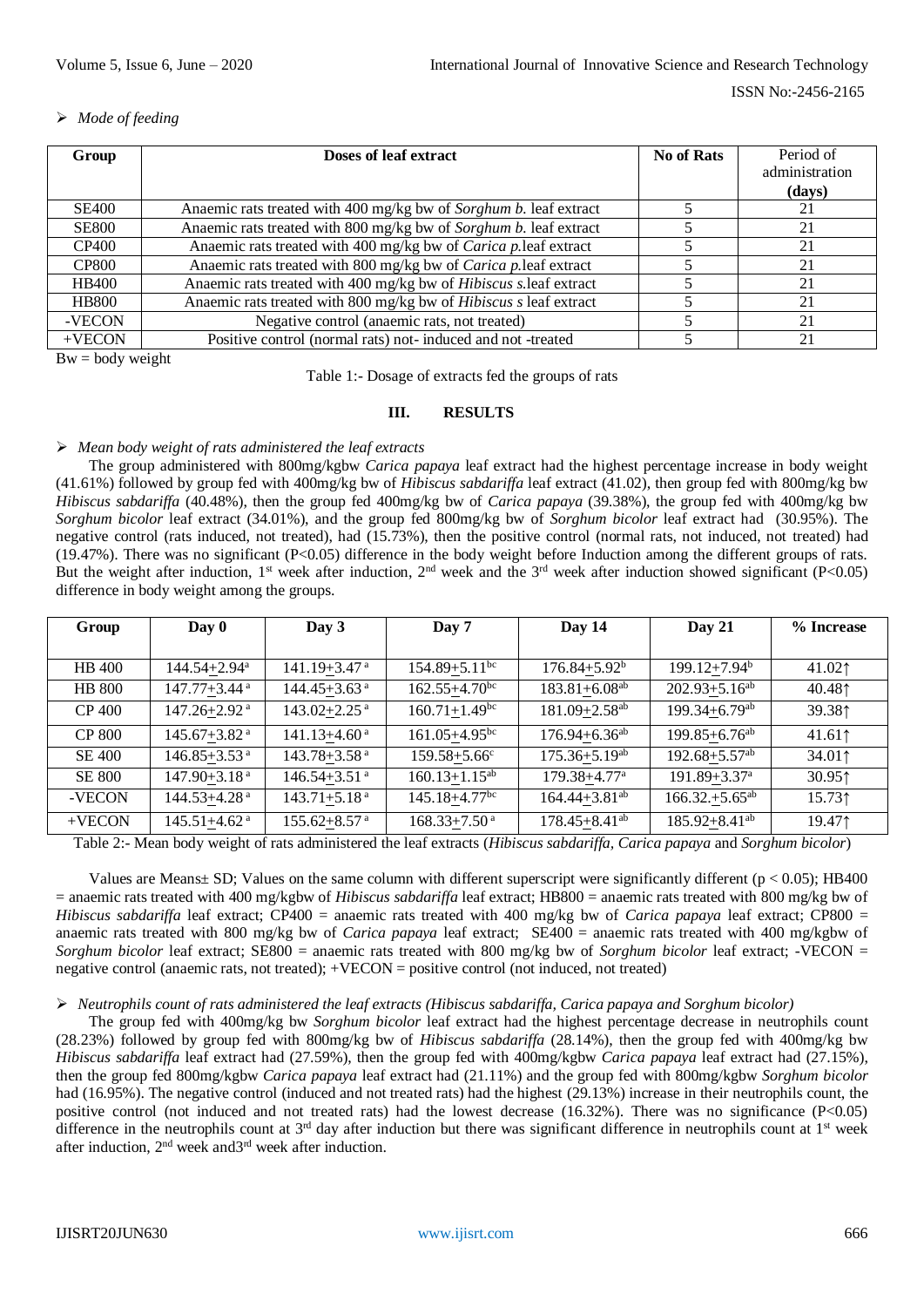> *Mode of feeding*

| Group | Doses of leaf extract | No of Rats | Period of administration (days) |
|---|---|---|---|
| SE400 | Anaemic rats treated with 400 mg/kg bw of *Sorghum b.* leaf extract | 5 | 21 |
| SE800 | Anaemic rats treated with 800 mg/kg bw of *Sorghum b.* leaf extract | 5 | 21 |
| CP400 | Anaemic rats treated with 400 mg/kg bw of *Carica p.*leaf extract | 5 | 21 |
| CP800 | Anaemic rats treated with 800 mg/kg bw of *Carica p.*leaf extract | 5 | 21 |
| HB400 | Anaemic rats treated with 400 mg/kg bw of *Hibiscus s.*leaf extract | 5 | 21 |
| HB800 | Anaemic rats treated with 800 mg/kg bw of *Hibiscus s* leaf extract | 5 | 21 |
| -VECON | Negative control (anaemic rats, not treated) | 5 | 21 |
| +VECON | Positive control (normal rats) not- induced and not -treated | 5 | 21 |

Bw = body weight

Table 1:- Dosage of extracts fed the groups of rats

## III. RESULTS

> *Mean body weight of rats administered the leaf extracts*

The group administered with 800mg/kgbw *Carica papaya* leaf extract had the highest percentage increase in body weight (41.61%) followed by group fed with 400mg/kg bw of *Hibiscus sabdariffa* leaf extract (41.02), then group fed with 800mg/kg bw *Hibiscus sabdariffa* (40.48%), then the group fed 400mg/kg bw of *Carica papaya* (39.38%), the group fed with 400mg/kg bw *Sorghum bicolor* leaf extract (34.01%), and the group fed 800mg/kg bw of *Sorghum bicolor* leaf extract had (30.95%). The negative control (rats induced, not treated), had (15.73%), then the positive control (normal rats, not induced, not treated) had (19.47%). There was no significant (P<0.05) difference in the body weight before Induction among the different groups of rats. But the weight after induction, 1st week after induction, 2nd week and the 3rd week after induction showed significant (P<0.05) difference in body weight among the groups.

| Group | Day 0 | Day 3 | Day 7 | Day 14 | Day 21 | % Increase |
|---|---|---|---|---|---|---|
| HB 400 | 144.54+2.94$^{a}$ | 141.19+3.47$^{a}$ | 154.89+5.11$^{bc}$ | 176.84+5.92$^{b}$ | 199.12+7.94$^{b}$ | 41.02↑ |
| HB 800 | 147.77+3.44$^{a}$ | 144.45+3.63$^{a}$ | 162.55+4.70$^{bc}$ | 183.81+6.08$^{ab}$ | 202.93+5.16$^{ab}$ | 40.48↑ |
| CP 400 | 147.26+2.92$^{a}$ | 143.02+2.25$^{a}$ | 160.71+1.49$^{bc}$ | 181.09+2.58$^{ab}$ | 199.34+6.79$^{ab}$ | 39.38↑ |
| CP 800 | 145.67+3.82$^{a}$ | 141.13+4.60$^{a}$ | 161.05+4.95$^{bc}$ | 176.94+6.36$^{ab}$ | 199.85+6.76$^{ab}$ | 41.61↑ |
| SE 400 | 146.85+3.53$^{a}$ | 143.78+3.58$^{a}$ | 159.58+5.66$^{c}$ | 175.36+5.19$^{ab}$ | 192.68+5.57$^{ab}$ | 34.01↑ |
| SE 800 | 147.90+3.18$^{a}$ | 146.54+3.51$^{a}$ | 160.13+1.15$^{ab}$ | 179.38+4.77$^{a}$ | 191.89+3.37$^{a}$ | 30.95↑ |
| -VECON | 144.53+4.28$^{a}$ | 143.71+5.18$^{a}$ | 145.18+4.77$^{bc}$ | 164.44+3.81$^{ab}$ | 166.32.+5.65$^{ab}$ | 15.73↑ |
| +VECON | 145.51+4.62$^{a}$ | 155.62+8.57$^{a}$ | 168.33+7.50$^{a}$ | 178.45+8.41$^{ab}$ | 185.92+8.41$^{ab}$ | 19.47↑ |

Table 2:- Mean body weight of rats administered the leaf extracts (*Hibiscus sabdariffa*, *Carica papaya* and *Sorghum bicolor*)

Values are Means± SD; Values on the same column with different superscript were significantly different ($p < 0.05$); HB400 = anaemic rats treated with 400 mg/kgbw of *Hibiscus sabdariffa* leaf extract; HB800 = anaemic rats treated with 800 mg/kg bw of *Hibiscus sabdariffa* leaf extract; CP400 = anaemic rats treated with 400 mg/kg bw of *Carica papaya* leaf extract; CP800 = anaemic rats treated with 800 mg/kg bw of *Carica papaya* leaf extract; SE400 = anaemic rats treated with 400 mg/kgbw of *Sorghum bicolor* leaf extract; SE800 = anaemic rats treated with 800 mg/kg bw of *Sorghum bicolor* leaf extract; -VECON = negative control (anaemic rats, not treated); +VECON = positive control (not induced, not treated)

> *Neutrophils count of rats administered the leaf extracts (Hibiscus sabdariffa, Carica papaya and Sorghum bicolor)*

The group fed with 400mg/kg bw *Sorghum bicolor* leaf extract had the highest percentage decrease in neutrophils count (28.23%) followed by group fed with 800mg/kg bw of *Hibiscus sabdariffa* (28.14%), then the group fed with 400mg/kg bw *Hibiscus sabdariffa* leaf extract had (27.59%), then the group fed with 400mg/kgbw *Carica papaya* leaf extract had (27.15%), then the group fed 800mg/kgbw *Carica papaya* leaf extract had (21.11%) and the group fed with 800mg/kgbw *Sorghum bicolor* had (16.95%). The negative control (induced and not treated rats) had the highest (29.13%) increase in their neutrophils count, the positive control (not induced and not treated rats) had the lowest decrease (16.32%). There was no significance (P<0.05) difference in the neutrophils count at 3rd day after induction but there was significant difference in neutrophils count at 1st week after induction, 2nd week and3rd week after induction.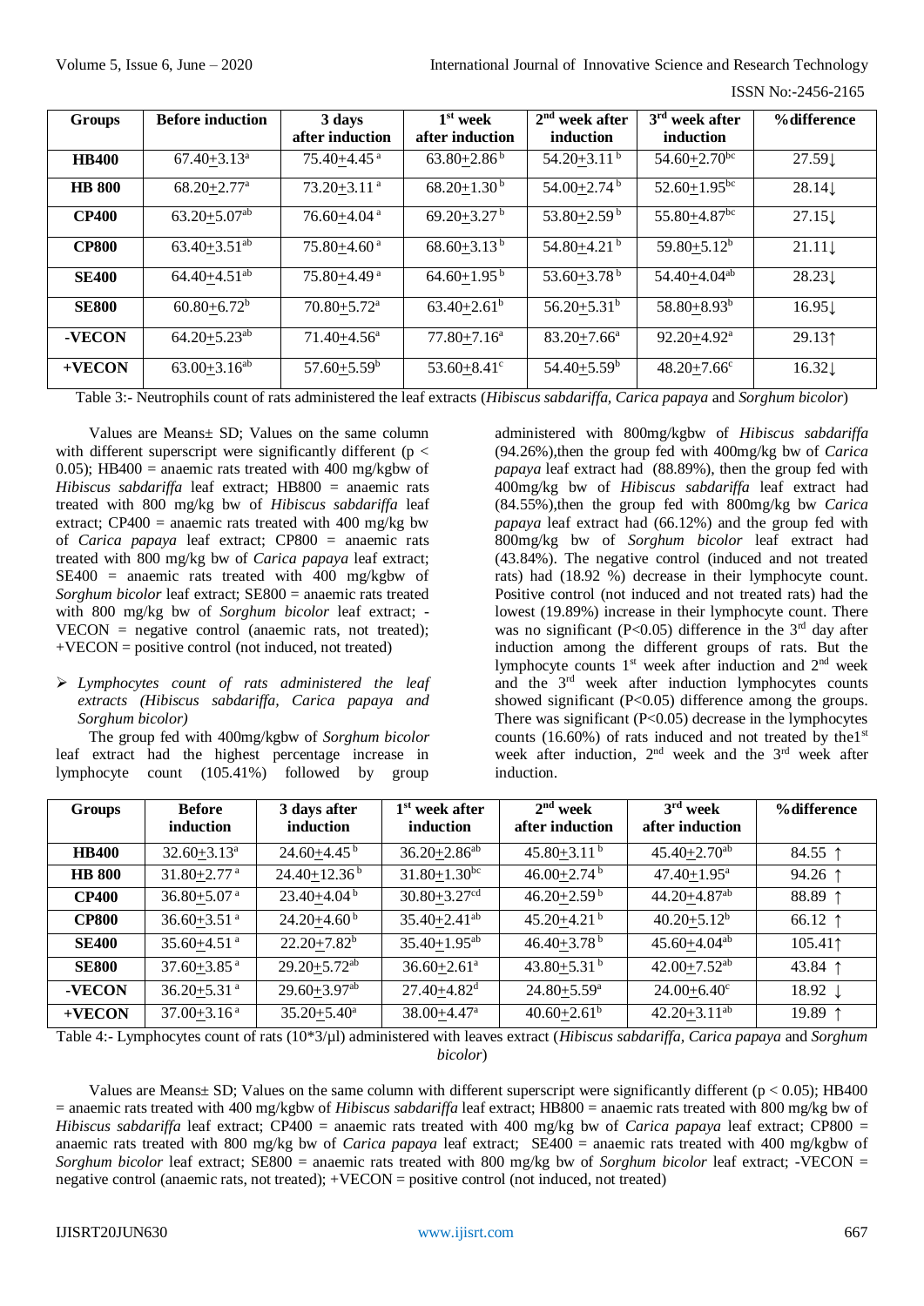| Groups | Before induction | 3 days after induction | 1st week after induction | 2nd week after induction | 3rd week after induction | %difference |
|---|---|---|---|---|---|---|
| **HB400** | 67.40±3.13$^{a}$ | 75.40±4.45$^{a}$ | 63.80±2.86$^{b}$ | 54.20±3.11$^{b}$ | 54.60±2.70$^{bc}$ | 27.59↓ |
| **HB 800** | 68.20±2.77$^{a}$ | 73.20±3.11$^{a}$ | 68.20±1.30$^{b}$ | 54.00±2.74$^{b}$ | 52.60±1.95$^{bc}$ | 28.14↓ |
| **CP400** | 63.20±5.07$^{ab}$ | 76.60±4.04$^{a}$ | 69.20±3.27$^{b}$ | 53.80±2.59$^{b}$ | 55.80±4.87$^{bc}$ | 27.15↓ |
| **CP800** | 63.40±3.51$^{ab}$ | 75.80±4.60$^{a}$ | 68.60±3.13$^{b}$ | 54.80±4.21$^{b}$ | 59.80±5.12$^{b}$ | 21.11↓ |
| **SE400** | 64.40±4.51$^{ab}$ | 75.80±4.49$^{a}$ | 64.60±1.95$^{b}$ | 53.60±3.78$^{b}$ | 54.40±4.04$^{ab}$ | 28.23↓ |
| **SE800** | 60.80±6.72$^{b}$ | 70.80±5.72$^{a}$ | 63.40±2.61$^{b}$ | 56.20±5.31$^{b}$ | 58.80±8.93$^{b}$ | 16.95↓ |
| **-VECON** | 64.20±5.23$^{ab}$ | 71.40±4.56$^{a}$ | 77.80±7.16$^{a}$ | 83.20±7.66$^{a}$ | 92.20±4.92$^{a}$ | 29.13↑ |
| **+VECON** | 63.00±3.16$^{ab}$ | 57.60±5.59$^{b}$ | 53.60±8.41$^{c}$ | 54.40±5.59$^{b}$ | 48.20±7.66$^{c}$ | 16.32↓ |

Table 3:- Neutrophils count of rats administered the leaf extracts (*Hibiscus sabdariffa*, *Carica papaya* and *Sorghum bicolor*)

Values are Means± SD; Values on the same column with different superscript were significantly different ($p < 0.05$); HB400 = anaemic rats treated with 400 mg/kgbw of *Hibiscus sabdariffa* leaf extract; HB800 = anaemic rats treated with 800 mg/kg bw of *Hibiscus sabdariffa* leaf extract; CP400 = anaemic rats treated with 400 mg/kg bw of *Carica papaya* leaf extract; CP800 = anaemic rats treated with 800 mg/kg bw of *Carica papaya* leaf extract; SE400 = anaemic rats treated with 400 mg/kgbw of *Sorghum bicolor* leaf extract; SE800 = anaemic rats treated with 800 mg/kg bw of *Sorghum bicolor* leaf extract; -VECON = negative control (anaemic rats, not treated); +VECON = positive control (not induced, not treated)

- *Lymphocytes count of rats administered the leaf extracts (Hibiscus sabdariffa, Carica papaya and Sorghum bicolor)*

The group fed with 400mg/kgbw of *Sorghum bicolor* leaf extract had the highest percentage increase in lymphocyte count (105.41%) followed by group administered with 800mg/kgbw of *Hibiscus sabdariffa* (94.26%),then the group fed with 400mg/kg bw of *Carica papaya* leaf extract had (88.89%), then the group fed with 400mg/kg bw of *Hibiscus sabdariffa* leaf extract had (84.55%),then the group fed with 800mg/kg bw *Carica papaya* leaf extract had (66.12%) and the group fed with 800mg/kg bw of *Sorghum bicolor* leaf extract had (43.84%). The negative control (induced and not treated rats) had (18.92 %) decrease in their lymphocyte count. Positive control (not induced and not treated rats) had the lowest (19.89%) increase in their lymphocyte count. There was no significant ($P<0.05$) difference in the 3rd day after induction among the different groups of rats. But the lymphocyte counts 1st week after induction and 2nd week and the 3rd week after induction lymphocytes counts showed significant ($P<0.05$) difference among the groups. There was significant ($P<0.05$) decrease in the lymphocytes counts (16.60%) of rats induced and not treated by the1st week after induction, 2nd week and the 3rd week after induction.

| Groups | Before induction | 3 days after induction | 1st week after induction | 2nd week after induction | 3rd week after induction | %difference |
|---|---|---|---|---|---|---|
| **HB400** | 32.60±3.13$^{a}$ | 24.60±4.45$^{b}$ | 36.20±2.86$^{ab}$ | 45.80±3.11$^{b}$ | 45.40±2.70$^{ab}$ | 84.55 ↑ |
| **HB 800** | 31.80±2.77$^{a}$ | 24.40±12.36$^{b}$ | 31.80±1.30$^{bc}$ | 46.00±2.74$^{b}$ | 47.40±1.95$^{a}$ | 94.26 ↑ |
| **CP400** | 36.80±5.07$^{a}$ | 23.40±4.04$^{b}$ | 30.80±3.27$^{cd}$ | 46.20±2.59$^{b}$ | 44.20±4.87$^{ab}$ | 88.89 ↑ |
| **CP800** | 36.60±3.51$^{a}$ | 24.20±4.60$^{b}$ | 35.40±2.41$^{ab}$ | 45.20±4.21$^{b}$ | 40.20±5.12$^{b}$ | 66.12 ↑ |
| **SE400** | 35.60±4.51$^{a}$ | 22.20±7.82$^{b}$ | 35.40±1.95$^{ab}$ | 46.40±3.78$^{b}$ | 45.60±4.04$^{ab}$ | 105.41↑ |
| **SE800** | 37.60±3.85$^{a}$ | 29.20±5.72$^{ab}$ | 36.60±2.61$^{a}$ | 43.80±5.31$^{b}$ | 42.00±7.52$^{ab}$ | 43.84 ↑ |
| **-VECON** | 36.20±5.31$^{a}$ | 29.60±3.97$^{ab}$ | 27.40±4.82$^{d}$ | 24.80±5.59$^{a}$ | 24.00±6.40$^{c}$ | 18.92 ↓ |
| **+VECON** | 37.00±3.16$^{a}$ | 35.20±5.40$^{a}$ | 38.00±4.47$^{a}$ | 40.60±2.61$^{b}$ | 42.20±3.11$^{ab}$ | 19.89 ↑ |

Table 4:- Lymphocytes count of rats (10*3/µl) administered with leaves extract (*Hibiscus sabdariffa*, *Carica papaya* and *Sorghum bicolor*)

Values are Means± SD; Values on the same column with different superscript were significantly different ($p < 0.05$); HB400 = anaemic rats treated with 400 mg/kgbw of *Hibiscus sabdariffa* leaf extract; HB800 = anaemic rats treated with 800 mg/kg bw of *Hibiscus sabdariffa* leaf extract; CP400 = anaemic rats treated with 400 mg/kg bw of *Carica papaya* leaf extract; CP800 = anaemic rats treated with 800 mg/kg bw of *Carica papaya* leaf extract; SE400 = anaemic rats treated with 400 mg/kgbw of *Sorghum bicolor* leaf extract; SE800 = anaemic rats treated with 800 mg/kg bw of *Sorghum bicolor* leaf extract; -VECON = negative control (anaemic rats, not treated); +VECON = positive control (not induced, not treated)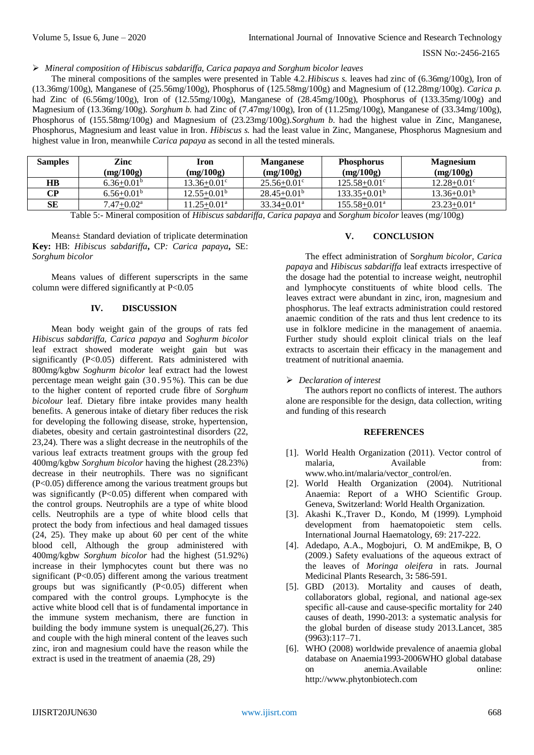➢ *Mineral composition of Hibiscus sabdariffa, Carica papaya and Sorghum bicolor leaves*

The mineral compositions of the samples were presented in Table 4.2.*Hibiscus s.* leaves had zinc of (6.36mg/100g), Iron of (13.36mg/100g), Manganese of (25.56mg/100g), Phosphorus of (125.58mg/100g) and Magnesium of (12.28mg/100g). *Carica p.* had Zinc of (6.56mg/100g), Iron of (12.55mg/100g), Manganese of (28.45mg/100g), Phosphorus of (133.35mg/100g) and Magnesium of (13.36mg/100g). *Sorghum b.* had Zinc of (7.47mg/100g), Iron of (11.25mg/100g), Manganese of (33.34mg/100g), Phosphorus of (155.58mg/100g) and Magnesium of (23.23mg/100g).*Sorghum b.* had the highest value in Zinc, Manganese, Phosphorus, Magnesium and least value in Iron. *Hibiscus s.* had the least value in Zinc, Manganese, Phosphorus Magnesium and highest value in Iron, meanwhile *Carica papaya* as second in all the tested minerals.

| Samples | Zinc (mg/100g) | Iron (mg/100g) | Manganese (mg/100g) | Phosphorus (mg/100g) | Magnesium (mg/100g) |
|---|---|---|---|---|---|
| HB | $6.36\pm0.01^b$ | $13.36\pm0.01^c$ | $25.56\pm0.01^c$ | $125.58\pm0.01^c$ | $12.28\pm0.01^c$ |
| CP | $6.56\pm0.01^b$ | $12.55\pm0.01^b$ | $28.45\pm0.01^b$ | $133.35\pm0.01^b$ | $13.36\pm0.01^b$ |
| SE | $7.47\pm0.02^a$ | $11.25\pm0.01^a$ | $33.34\pm0.01^a$ | $155.58\pm0.01^a$ | $23.23\pm0.01^a$ |

Table 5:- Mineral composition of *Hibiscus sabdariffa*, *Carica papaya* and *Sorghum bicolor* leaves (mg/100g)

Means± Standard deviation of triplicate determination
**Key:** HB: *Hibiscus sabdariffa***,** CP*: Carica papaya***,** SE: *Sorghum bicolor*

Means values of different superscripts in the same column were differed significantly at P<0.05

## IV. DISCUSSION

Mean body weight gain of the groups of rats fed *Hibiscus sabdariffa, Carica papaya* and *Soghurm bicolor* leaf extract showed moderate weight gain but was significantly (P<0.05) different. Rats administered with 800mg/kgbw *Soghurm bicolor* leaf extract had the lowest percentage mean weight gain (30.95%). This can be due to the higher content of reported crude fibre of *Sorghum bicolour* leaf. Dietary fibre intake provides many health benefits. A generous intake of dietary fiber reduces the risk for developing the following disease, stroke, hypertension, diabetes, obesity and certain gastrointestinal disorders (22, 23,24). There was a slight decrease in the neutrophils of the various leaf extracts treatment groups with the group fed 400mg/kgbw *Sorghum bicolor* having the highest (28.23%) decrease in their neutrophils. There was no significant (P<0.05) difference among the various treatment groups but was significantly (P<0.05) different when compared with the control groups. Neutrophils are a type of white blood cells. Neutrophils are a type of white blood cells that protect the body from infectious and heal damaged tissues (24, 25). They make up about 60 per cent of the white blood cell, Although the group administered with 400mg/kgbw *Sorghum bicolor* had the highest (51.92%) increase in their lymphocytes count but there was no significant (P<0.05) different among the various treatment groups but was significantly (P<0.05) different when compared with the control groups. Lymphocyte is the active white blood cell that is of fundamental importance in the immune system mechanism, there are function in building the body immune system is unequal(26,27). This and couple with the high mineral content of the leaves such zinc, iron and magnesium could have the reason while the extract is used in the treatment of anaemia (28, 29)

## V. CONCLUSION

The effect administration of S*orghum bicolor, Carica papaya* and *Hibiscus sabdariffa* leaf extracts irrespective of the dosage had the potential to increase weight, neutrophil and lymphocyte constituents of white blood cells. The leaves extract were abundant in zinc, iron, magnesium and phosphorus. The leaf extracts administration could restored anaemic condition of the rats and thus lent credence to its use in folklore medicine in the management of anaemia. Further study should exploit clinical trials on the leaf extracts to ascertain their efficacy in the management and treatment of nutritional anaemia.

➢ *Declaration of interest*

The authors report no conflicts of interest. The authors alone are responsible for the design, data collection, writing and funding of this research

## REFERENCES

[1]. World Health Organization (2011). Vector control of malaria, Available from: www.who.int/malaria/vector_control/en.

[2]. World Health Organization (2004). Nutritional Anaemia: Report of a WHO Scientific Group. Geneva, Switzerland: World Health Organization.

[3]. Akashi K.,Traver D., Kondo, M (1999). Lymphoid development from haematopoietic stem cells. International Journal Haematology, 69: 217-222.

[4]. Adedapo, A.A., Mogbojuri, O. M andEmikpe, B, O (2009.) Safety evaluations of the aqueous extract of the leaves of *Moringa oleifera* in rats. Journal Medicinal Plants Research, 3**:** 586-591.

[5]. GBD (2013). Mortality and causes of death, collaborators global, regional, and national age-sex specific all-cause and cause-specific mortality for 240 causes of death, 1990-2013: a systematic analysis for the global burden of disease study 2013.Lancet, 385 (9963):117–71.

[6]. WHO (2008) worldwide prevalence of anaemia global database on Anaemia1993-2006WHO global database on anemia.Available online: http://www.phytonbiotech.com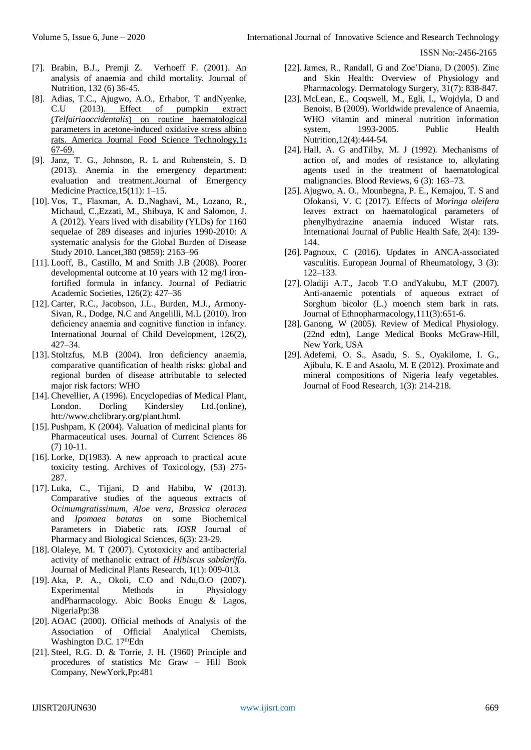[7]. Brabin, B.J., Premji Z. Verhoeff F. (2001). An analysis of anaemia and child mortality. Journal of Nutrition, 132 (6) 36-45.

[8]. Adias, T.C., Ajugwo, A.O., Erhabor, T andNyenke, C.U (2013). Effect of pumpkin extract (*Telfairiaoccidentalis*) on routine haematological parameters in acetone-induced oxidative stress albino rats. America Journal Food Science Technology,1: 67-69.

[9]. Janz, T. G., Johnson, R. L and Rubenstein, S. D (2013). Anemia in the emergency department: evaluation and treatment.Journal of Emergency Medicine Practice,15(11): 1–15.

[10]. Vos, T., Flaxman, A. D.,Naghavi, M., Lozano, R., Michaud, C.,Ezzati, M., Shibuya, K and Salomon, J. A (2012). Years lived with disability (YLDs) for 1160 sequelae of 289 diseases and injuries 1990-2010: A systematic analysis for the Global Burden of Disease Study 2010. Lancet,380 (9859): 2163–96

[11]. Looff, B., Castillo, M and Smith J.B (2008). Poorer developmental outcome at 10 years with 12 mg/l iron-fortified formula in infancy. Journal of Pediatric Academic Societies, 126(2): 427–36

[12]. Carter, R.C., Jacobson, J.L., Burden, M.J., Armony-Sivan, R., Dodge, N.C and Angelilli, M.L (2010). Iron deficiency anaemia and cognitive function in infancy. International Journal of Child Development, 126(2), 427–34.

[13]. Stoltzfus, M.B (2004). Iron deficiency anaemia, comparative quantification of health risks: global and regional burden of disease attributable to selected major risk factors: WHO

[14]. Chevellier, A (1996). Encyclopedias of Medical Plant, London. Dorling Kindersley Ltd.(online), htt://www.chclibrary.org/plant.html.

[15]. Pushpam, K (2004). Valuation of medicinal plants for Pharmaceutical uses. Journal of Current Sciences 86 (7) 10-11.

[16]. Lorke, D(1983). A new approach to practical acute toxicity testing. Archives of Toxicology, (53) 275-287.

[17]. Luka, C., Tijjani, D and Habibu, W (2013). Comparative studies of the aqueous extracts of *Ocimumgratissimum*, *Aloe vera*, *Brassica oleracea* and *Ipomaea batatas* on some Biochemical Parameters in Diabetic rats. *IOSR* Journal of Pharmacy and Biological Sciences, 6(3): 23-29.

[18]. Olaleye, M. T (2007). Cytotoxicity and antibacterial activity of methanolic extract of *Hibiscus sabdariffa*. Journal of Medicinal Plants Research, 1(1): 009-013.

[19]. Aka, P. A., Okoli, C.O and Ndu,O.O (2007). Experimental Methods in Physiology andPharmacology. Abic Books Enugu & Lagos, NigeriaPp:38

[20]. AOAC (2000). Official methods of Analysis of the Association of Official Analytical Chemists, Washington D.C. 17thEdn

[21]. Steel, R.G. D. & Torrie, J. H. (1960) Principle and procedures of statistics Mc Graw – Hill Book Company, NewYork,Pp:481

[22]. James, R., Randall, G and Zoe'Diana, D (2005). Zinc and Skin Health: Overview of Physiology and Pharmacology. Dermatology Surgery, 31(7): 838-847.

[23]. McLean, E., Coqswell, M., Egli, I., Wojdyla, D and Benoist, B (2009). Worldwide prevalence of Anaemia, WHO vitamin and mineral nutrition information system, 1993-2005. Public Health Nutrition,12(4):444-54.

[24]. Hall, A. G andTilby, M. J (1992). Mechanisms of action of, and modes of resistance to, alkylating agents used in the treatment of haematological malignancies. Blood Reviews, 6 (3): 163–73.

[25]. Ajugwo, A. O., Mounbegna, P. E., Kemajou, T. S and Ofokansi, V. C (2017). Effects of *Moringa oleifera* leaves extract on haematological parameters of phenylhydrazine anaemia induced Wistar rats. International Journal of Public Health Safe, 2(4): 139-144.

[26]. Pagnoux, C (2016). Updates in ANCA-associated vasculitis. European Journal of Rheumatology, 3 (3): 122–133.

[27]. Oladiji A.T., Jacob T.O andYakubu, M.T (2007). Anti-anaemic potentials of aqueous extract of Sorghum bicolor (L.) moench stem bark in rats. Journal of Ethnopharmacology,111(3):651-6.

[28]. Ganong, W (2005). Review of Medical Physiology. (22nd edtn), Lange Medical Books McGraw-Hill, New York, USA

[29]. Adefemi, O. S., Asadu, S. S., Oyakilome, I. G., Ajibulu, K. E and Asaolu, M. E (2012). Proximate and mineral compositions of Nigeria leafy vegetables. Journal of Food Research, 1(3): 214-218.